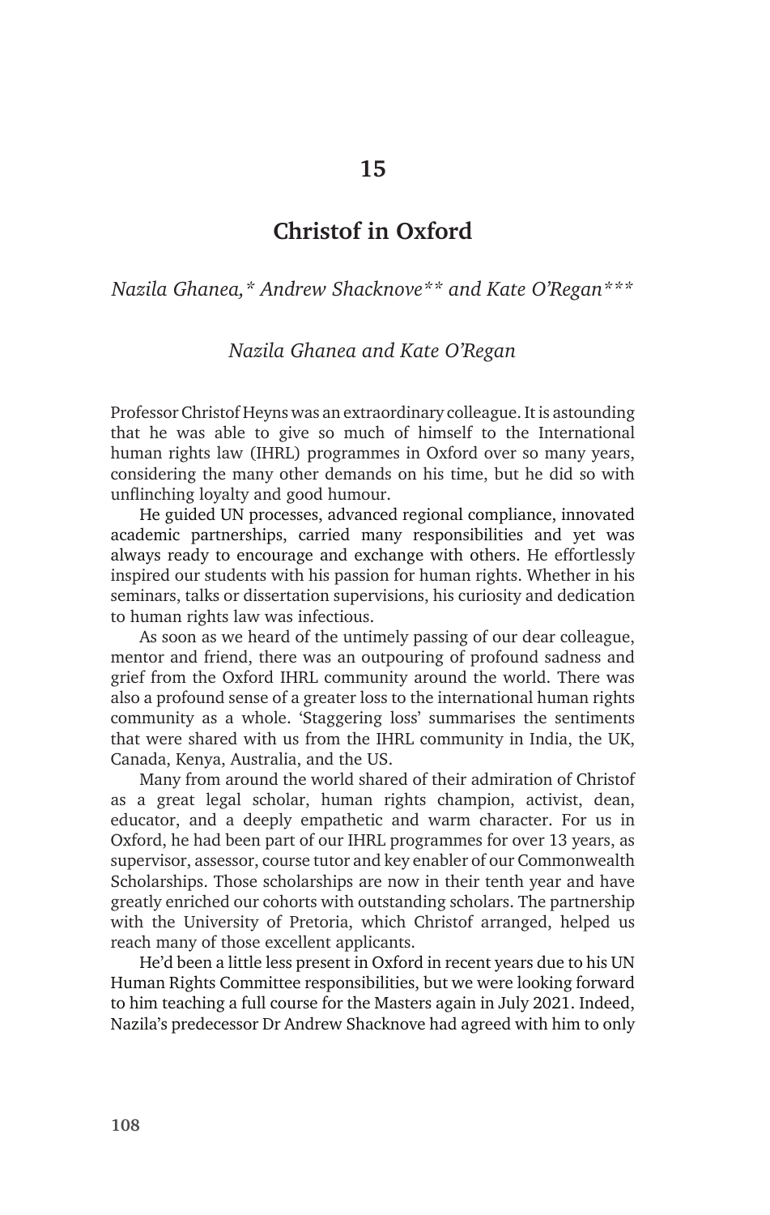# 15

# Christof in Oxford

*Nazila Ghanea,\* Andrew Shacknove\*\* and Kate O'Regan\*\*\**

## *Nazila Ghanea and Kate O'Regan*

Professor Christof Heyns was an extraordinary colleague. It is astounding that he was able to give so much of himself to the International human rights law (IHRL) programmes in Oxford over so many years, considering the many other demands on his time, but he did so with unflinching loyalty and good humour.

He guided UN processes, advanced regional compliance, innovated academic partnerships, carried many responsibilities and yet was always ready to encourage and exchange with others. He effortlessly inspired our students with his passion for human rights. Whether in his seminars, talks or dissertation supervisions, his curiosity and dedication to human rights law was infectious.

As soon as we heard of the untimely passing of our dear colleague, mentor and friend, there was an outpouring of profound sadness and grief from the Oxford IHRL community around the world. There was also a profound sense of a greater loss to the international human rights community as a whole. 'Staggering loss' summarises the sentiments that were shared with us from the IHRL community in India, the UK, Canada, Kenya, Australia, and the US.

Many from around the world shared of their admiration of Christof as a great legal scholar, human rights champion, activist, dean, educator, and a deeply empathetic and warm character. For us in Oxford, he had been part of our IHRL programmes for over 13 years, as supervisor, assessor, course tutor and key enabler of our Commonwealth Scholarships. Those scholarships are now in their tenth year and have greatly enriched our cohorts with outstanding scholars. The partnership with the University of Pretoria, which Christof arranged, helped us reach many of those excellent applicants.

He'd been a little less present in Oxford in recent years due to his UN Human Rights Committee responsibilities, but we were looking forward to him teaching a full course for the Masters again in July 2021. Indeed, Nazila's predecessor Dr Andrew Shacknove had agreed with him to only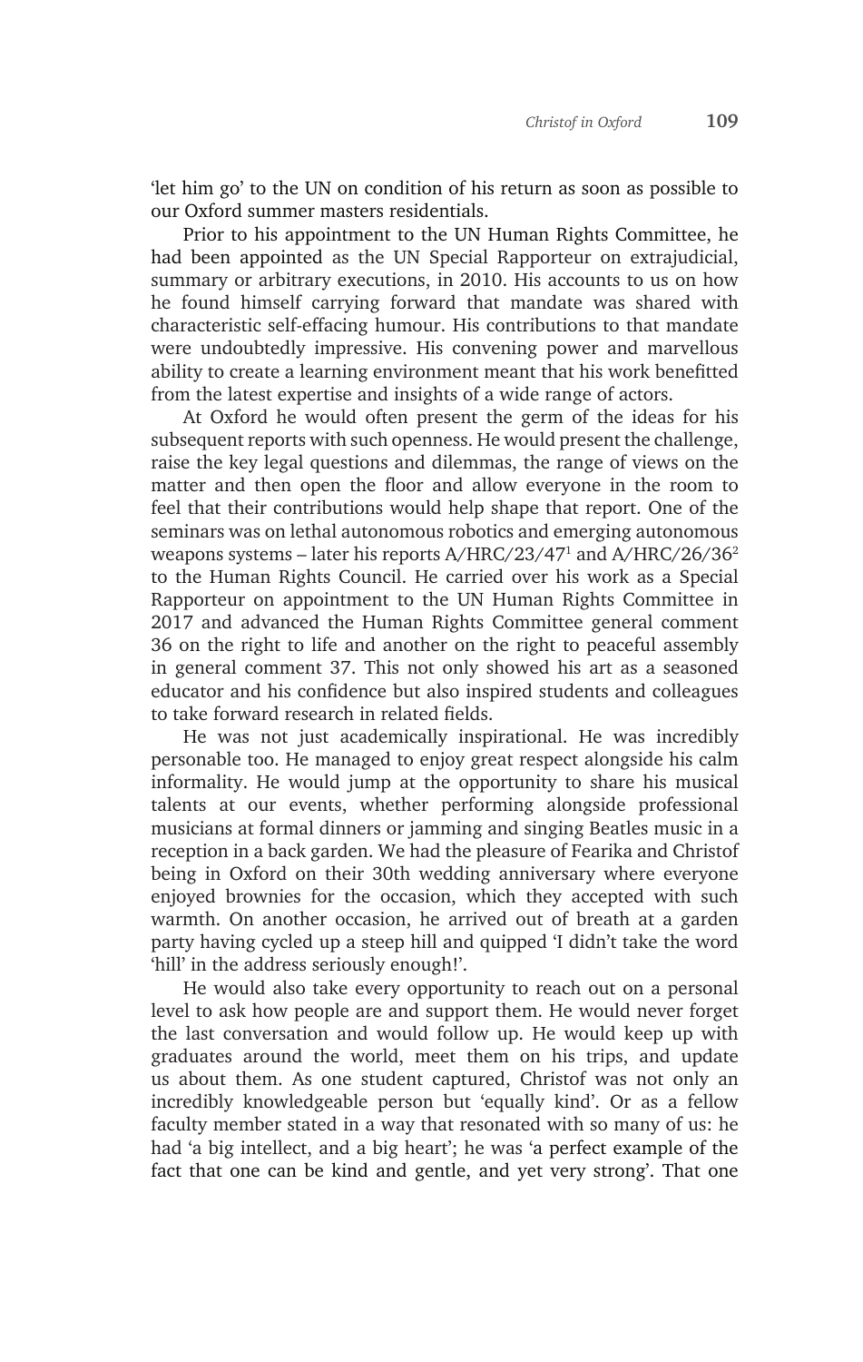'let him go' to the UN on condition of his return as soon as possible to our Oxford summer masters residentials.

Prior to his appointment to the UN Human Rights Committee, he had been appointed as the UN Special Rapporteur on extrajudicial, summary or arbitrary executions, in 2010. His accounts to us on how he found himself carrying forward that mandate was shared with characteristic self-effacing humour. His contributions to that mandate were undoubtedly impressive. His convening power and marvellous ability to create a learning environment meant that his work benefitted from the latest expertise and insights of a wide range of actors.

At Oxford he would often present the germ of the ideas for his subsequent reports with such openness. He would present the challenge, raise the key legal questions and dilemmas, the range of views on the matter and then open the floor and allow everyone in the room to feel that their contributions would help shape that report. One of the seminars was on lethal autonomous robotics and emerging autonomous weapons systems – later his reports A/HRC/23/47[1] and A/HRC/26/36[2] to the Human Rights Council. He carried over his work as a Special Rapporteur on appointment to the UN Human Rights Committee in 2017 and advanced the Human Rights Committee general comment 36 on the right to life and another on the right to peaceful assembly in general comment 37. This not only showed his art as a seasoned educator and his confidence but also inspired students and colleagues to take forward research in related fields.

He was not just academically inspirational. He was incredibly personable too. He managed to enjoy great respect alongside his calm informality. He would jump at the opportunity to share his musical talents at our events, whether performing alongside professional musicians at formal dinners or jamming and singing Beatles music in a reception in a back garden. We had the pleasure of Fearika and Christof being in Oxford on their 30th wedding anniversary where everyone enjoyed brownies for the occasion, which they accepted with such warmth. On another occasion, he arrived out of breath at a garden party having cycled up a steep hill and quipped 'I didn't take the word 'hill' in the address seriously enough!'.

He would also take every opportunity to reach out on a personal level to ask how people are and support them. He would never forget the last conversation and would follow up. He would keep up with graduates around the world, meet them on his trips, and update us about them. As one student captured, Christof was not only an incredibly knowledgeable person but 'equally kind'. Or as a fellow faculty member stated in a way that resonated with so many of us: he had 'a big intellect, and a big heart'; he was 'a perfect example of the fact that one can be kind and gentle, and yet very strong'. That one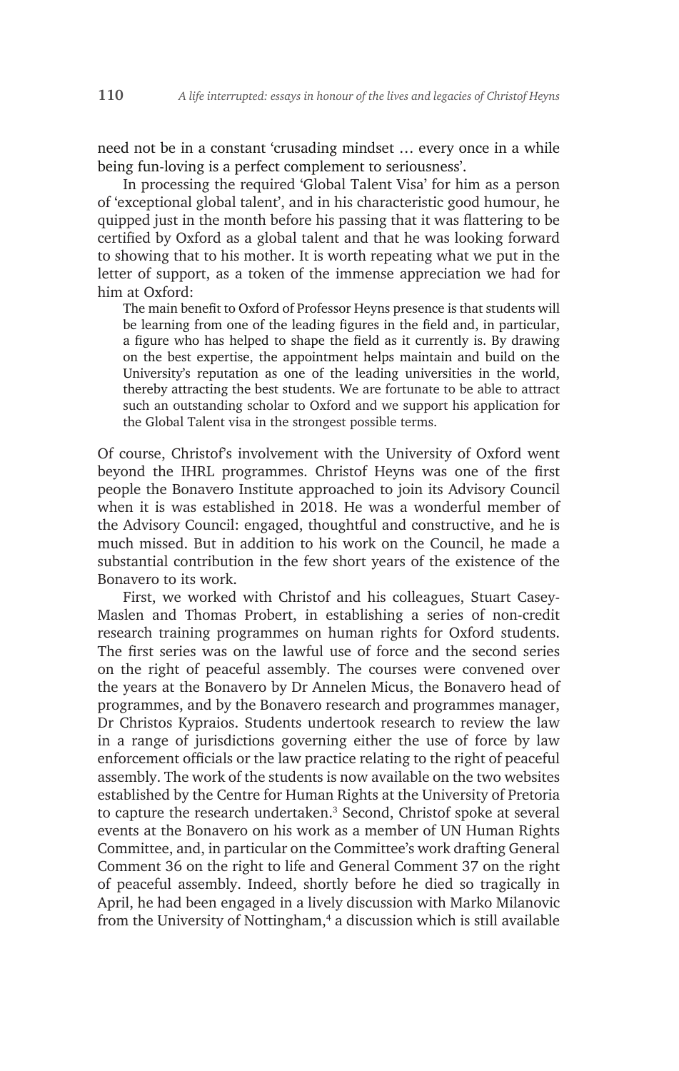need not be in a constant 'crusading mindset … every once in a while being fun-loving is a perfect complement to seriousness'.

In processing the required 'Global Talent Visa' for him as a person of 'exceptional global talent', and in his characteristic good humour, he quipped just in the month before his passing that it was flattering to be certified by Oxford as a global talent and that he was looking forward to showing that to his mother. It is worth repeating what we put in the letter of support, as a token of the immense appreciation we had for him at Oxford:

> The main benefit to Oxford of Professor Heyns presence is that students will be learning from one of the leading figures in the field and, in particular, a figure who has helped to shape the field as it currently is. By drawing on the best expertise, the appointment helps maintain and build on the University's reputation as one of the leading universities in the world, thereby attracting the best students. We are fortunate to be able to attract such an outstanding scholar to Oxford and we support his application for the Global Talent visa in the strongest possible terms.

Of course, Christof's involvement with the University of Oxford went beyond the IHRL programmes. Christof Heyns was one of the first people the Bonavero Institute approached to join its Advisory Council when it is was established in 2018. He was a wonderful member of the Advisory Council: engaged, thoughtful and constructive, and he is much missed. But in addition to his work on the Council, he made a substantial contribution in the few short years of the existence of the Bonavero to its work.

First, we worked with Christof and his colleagues, Stuart Casey-Maslen and Thomas Probert, in establishing a series of non-credit research training programmes on human rights for Oxford students. The first series was on the lawful use of force and the second series on the right of peaceful assembly. The courses were convened over the years at the Bonavero by Dr Annelen Micus, the Bonavero head of programmes, and by the Bonavero research and programmes manager, Dr Christos Kypraios. Students undertook research to review the law in a range of jurisdictions governing either the use of force by law enforcement officials or the law practice relating to the right of peaceful assembly. The work of the students is now available on the two websites established by the Centre for Human Rights at the University of Pretoria to capture the research undertaken.[3] Second, Christof spoke at several events at the Bonavero on his work as a member of UN Human Rights Committee, and, in particular on the Committee's work drafting General Comment 36 on the right to life and General Comment 37 on the right of peaceful assembly. Indeed, shortly before he died so tragically in April, he had been engaged in a lively discussion with Marko Milanovic from the University of Nottingham,[4] a discussion which is still available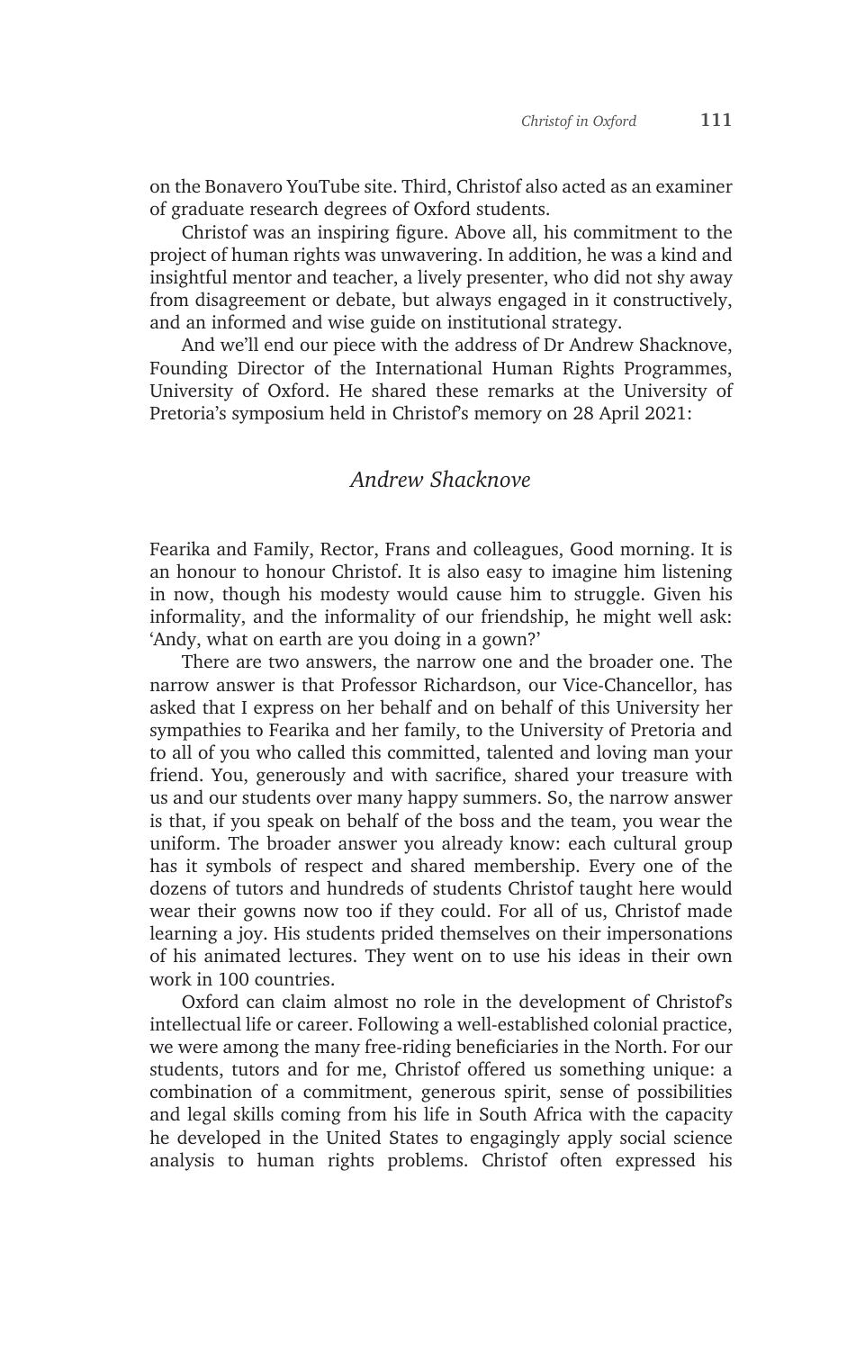on the Bonavero YouTube site. Third, Christof also acted as an examiner of graduate research degrees of Oxford students.

Christof was an inspiring figure. Above all, his commitment to the project of human rights was unwavering. In addition, he was a kind and insightful mentor and teacher, a lively presenter, who did not shy away from disagreement or debate, but always engaged in it constructively, and an informed and wise guide on institutional strategy.

And we'll end our piece with the address of Dr Andrew Shacknove, Founding Director of the International Human Rights Programmes, University of Oxford. He shared these remarks at the University of Pretoria's symposium held in Christof's memory on 28 April 2021:

## *Andrew Shacknove*

Fearika and Family, Rector, Frans and colleagues, Good morning. It is an honour to honour Christof. It is also easy to imagine him listening in now, though his modesty would cause him to struggle. Given his informality, and the informality of our friendship, he might well ask: 'Andy, what on earth are you doing in a gown?'

There are two answers, the narrow one and the broader one. The narrow answer is that Professor Richardson, our Vice-Chancellor, has asked that I express on her behalf and on behalf of this University her sympathies to Fearika and her family, to the University of Pretoria and to all of you who called this committed, talented and loving man your friend. You, generously and with sacrifice, shared your treasure with us and our students over many happy summers. So, the narrow answer is that, if you speak on behalf of the boss and the team, you wear the uniform. The broader answer you already know: each cultural group has it symbols of respect and shared membership. Every one of the dozens of tutors and hundreds of students Christof taught here would wear their gowns now too if they could. For all of us, Christof made learning a joy. His students prided themselves on their impersonations of his animated lectures. They went on to use his ideas in their own work in 100 countries.

Oxford can claim almost no role in the development of Christof's intellectual life or career. Following a well-established colonial practice, we were among the many free-riding beneficiaries in the North. For our students, tutors and for me, Christof offered us something unique: a combination of a commitment, generous spirit, sense of possibilities and legal skills coming from his life in South Africa with the capacity he developed in the United States to engagingly apply social science analysis to human rights problems. Christof often expressed his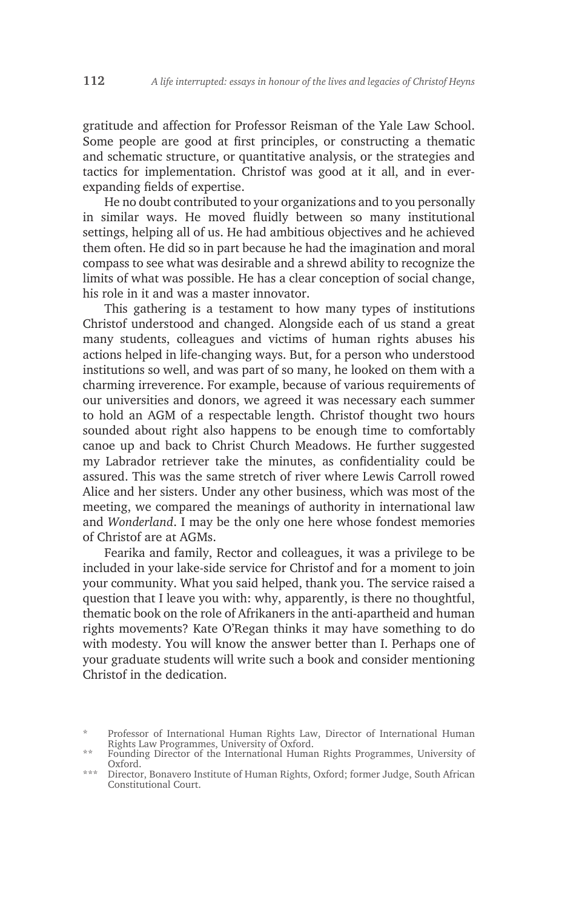gratitude and affection for Professor Reisman of the Yale Law School. Some people are good at first principles, or constructing a thematic and schematic structure, or quantitative analysis, or the strategies and tactics for implementation. Christof was good at it all, and in ever-expanding fields of expertise.

He no doubt contributed to your organizations and to you personally in similar ways. He moved fluidly between so many institutional settings, helping all of us. He had ambitious objectives and he achieved them often. He did so in part because he had the imagination and moral compass to see what was desirable and a shrewd ability to recognize the limits of what was possible. He has a clear conception of social change, his role in it and was a master innovator.

This gathering is a testament to how many types of institutions Christof understood and changed. Alongside each of us stand a great many students, colleagues and victims of human rights abuses his actions helped in life-changing ways. But, for a person who understood institutions so well, and was part of so many, he looked on them with a charming irreverence. For example, because of various requirements of our universities and donors, we agreed it was necessary each summer to hold an AGM of a respectable length. Christof thought two hours sounded about right also happens to be enough time to comfortably canoe up and back to Christ Church Meadows. He further suggested my Labrador retriever take the minutes, as confidentiality could be assured. This was the same stretch of river where Lewis Carroll rowed Alice and her sisters. Under any other business, which was most of the meeting, we compared the meanings of authority in international law and *Wonderland*. I may be the only one here whose fondest memories of Christof are at AGMs.

Fearika and family, Rector and colleagues, it was a privilege to be included in your lake-side service for Christof and for a moment to join your community. What you said helped, thank you. The service raised a question that I leave you with: why, apparently, is there no thoughtful, thematic book on the role of Afrikaners in the anti-apartheid and human rights movements? Kate O'Regan thinks it may have something to do with modesty. You will know the answer better than I. Perhaps one of your graduate students will write such a book and consider mentioning Christof in the dedication.

---

\* Professor of International Human Rights Law, Director of International Human Rights Law Programmes, University of Oxford.

\*\* Founding Director of the International Human Rights Programmes, University of Oxford.

\*\*\* Director, Bonavero Institute of Human Rights, Oxford; former Judge, South African Constitutional Court.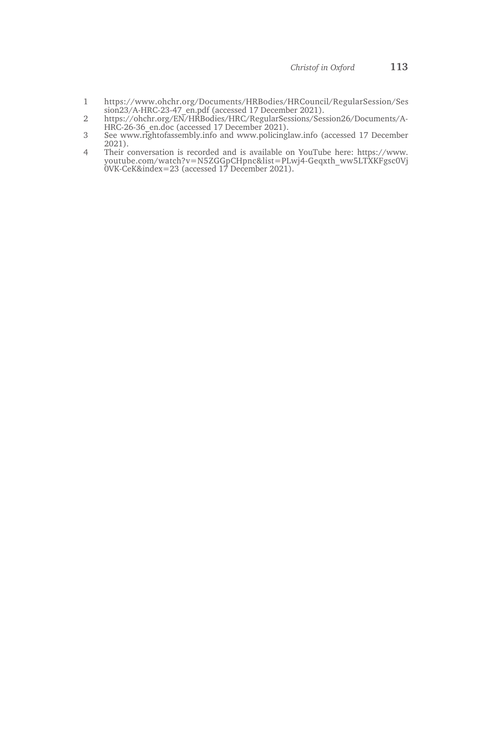1. https://www.ohchr.org/Documents/HRBodies/HRCouncil/RegularSession/Session23/A-HRC-23-47_en.pdf (accessed 17 December 2021).
2. https://ohchr.org/EN/HRBodies/HRC/RegularSessions/Session26/Documents/A-HRC-26-36_en.doc (accessed 17 December 2021).
3. See www.rightofassembly.info and www.policinglaw.info (accessed 17 December 2021).
4. Their conversation is recorded and is available on YouTube here: https://www.youtube.com/watch?v=N5ZGGpCHpnc&list=PLwj4-Geqxth_ww5LTXKFgsc0Vj0VK-CeK&index=23 (accessed 17 December 2021).